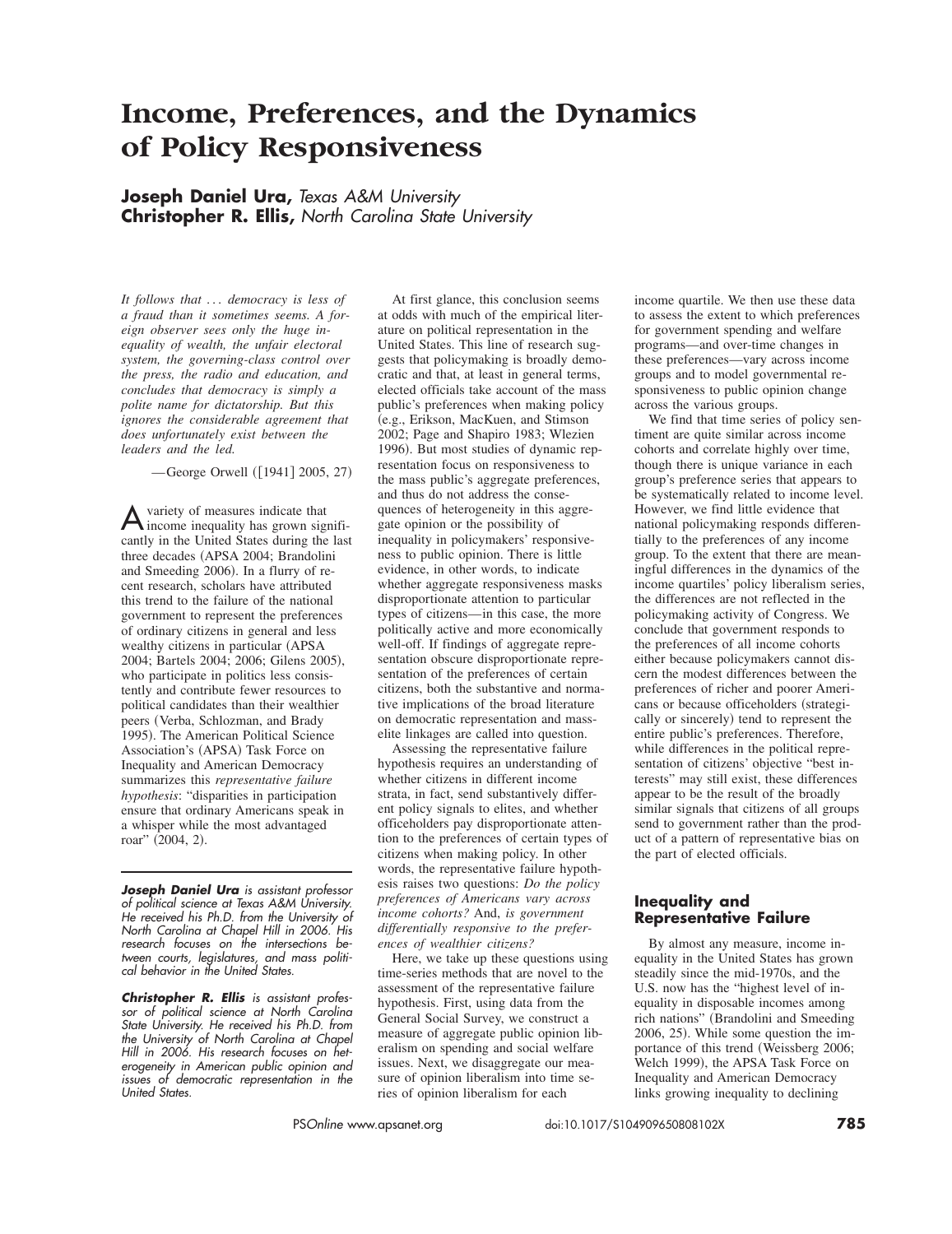# Income, Preferences, and the Dynamics of Policy Responsiveness

**Joseph Daniel Ura,** *Texas A&M University*
**Christopher R. Ellis,** *North Carolina State University*

*It follows that ... democracy is less of a fraud than it sometimes seems. A foreign observer sees only the huge inequality of wealth, the unfair electoral system, the governing-class control over the press, the radio and education, and concludes that democracy is simply a polite name for dictatorship. But this ignores the considerable agreement that does unfortunately exist between the leaders and the led.*

—George Orwell ([1941] 2005, 27)

A variety of measures indicate that income inequality has grown significantly in the United States during the last three decades (APSA 2004; Brandolini and Smeeding 2006). In a flurry of recent research, scholars have attributed this trend to the failure of the national government to represent the preferences of ordinary citizens in general and less wealthy citizens in particular (APSA 2004; Bartels 2004; 2006; Gilens 2005), who participate in politics less consistently and contribute fewer resources to political candidates than their wealthier peers (Verba, Schlozman, and Brady 1995). The American Political Science Association's (APSA) Task Force on Inequality and American Democracy summarizes this *representative failure hypothesis*: "disparities in participation ensure that ordinary Americans speak in a whisper while the most advantaged roar" (2004, 2).

***Joseph Daniel Ura** is assistant professor of political science at Texas A&M University. He received his Ph.D. from the University of North Carolina at Chapel Hill in 2006. His research focuses on the intersections between courts, legislatures, and mass political behavior in the United States.*

***Christopher R. Ellis** is assistant professor of political science at North Carolina State University. He received his Ph.D. from the University of North Carolina at Chapel Hill in 2006. His research focuses on heterogeneity in American public opinion and issues of democratic representation in the United States.*

At first glance, this conclusion seems at odds with much of the empirical literature on political representation in the United States. This line of research suggests that policymaking is broadly democratic and that, at least in general terms, elected officials take account of the mass public's preferences when making policy (e.g., Erikson, MacKuen, and Stimson 2002; Page and Shapiro 1983; Wlezien 1996). But most studies of dynamic representation focus on responsiveness to the mass public's aggregate preferences, and thus do not address the consequences of heterogeneity in this aggregate opinion or the possibility of inequality in policymakers' responsiveness to public opinion. There is little evidence, in other words, to indicate whether aggregate responsiveness masks disproportionate attention to particular types of citizens—in this case, the more politically active and more economically well-off. If findings of aggregate representation obscure disproportionate representation of the preferences of certain citizens, both the substantive and normative implications of the broad literature on democratic representation and mass-elite linkages are called into question.

Assessing the representative failure hypothesis requires an understanding of whether citizens in different income strata, in fact, send substantively different policy signals to elites, and whether officeholders pay disproportionate attention to the preferences of certain types of citizens when making policy. In other words, the representative failure hypothesis raises two questions: *Do the policy preferences of Americans vary across income cohorts?* And, *is government differentially responsive to the preferences of wealthier citizens?*

Here, we take up these questions using time-series methods that are novel to the assessment of the representative failure hypothesis. First, using data from the General Social Survey, we construct a measure of aggregate public opinion liberalism on spending and social welfare issues. Next, we disaggregate our measure of opinion liberalism into time series of opinion liberalism for each income quartile. We then use these data to assess the extent to which preferences for government spending and welfare programs—and over-time changes in these preferences—vary across income groups and to model governmental responsiveness to public opinion change across the various groups.

We find that time series of policy sentiment are quite similar across income cohorts and correlate highly over time, though there is unique variance in each group's preference series that appears to be systematically related to income level. However, we find little evidence that national policymaking responds differentially to the preferences of any income group. To the extent that there are meaningful differences in the dynamics of the income quartiles' policy liberalism series, the differences are not reflected in the policymaking activity of Congress. We conclude that government responds to the preferences of all income cohorts either because policymakers cannot discern the modest differences between the preferences of richer and poorer Americans or because officeholders (strategically or sincerely) tend to represent the entire public's preferences. Therefore, while differences in the political representation of citizens' objective "best interests" may still exist, these differences appear to be the result of the broadly similar signals that citizens of all groups send to government rather than the product of a pattern of representative bias on the part of elected officials.

## Inequality and Representative Failure

By almost any measure, income inequality in the United States has grown steadily since the mid-1970s, and the U.S. now has the "highest level of inequality in disposable incomes among rich nations" (Brandolini and Smeeding 2006, 25). While some question the importance of this trend (Weissberg 2006; Welch 1999), the APSA Task Force on Inequality and American Democracy links growing inequality to declining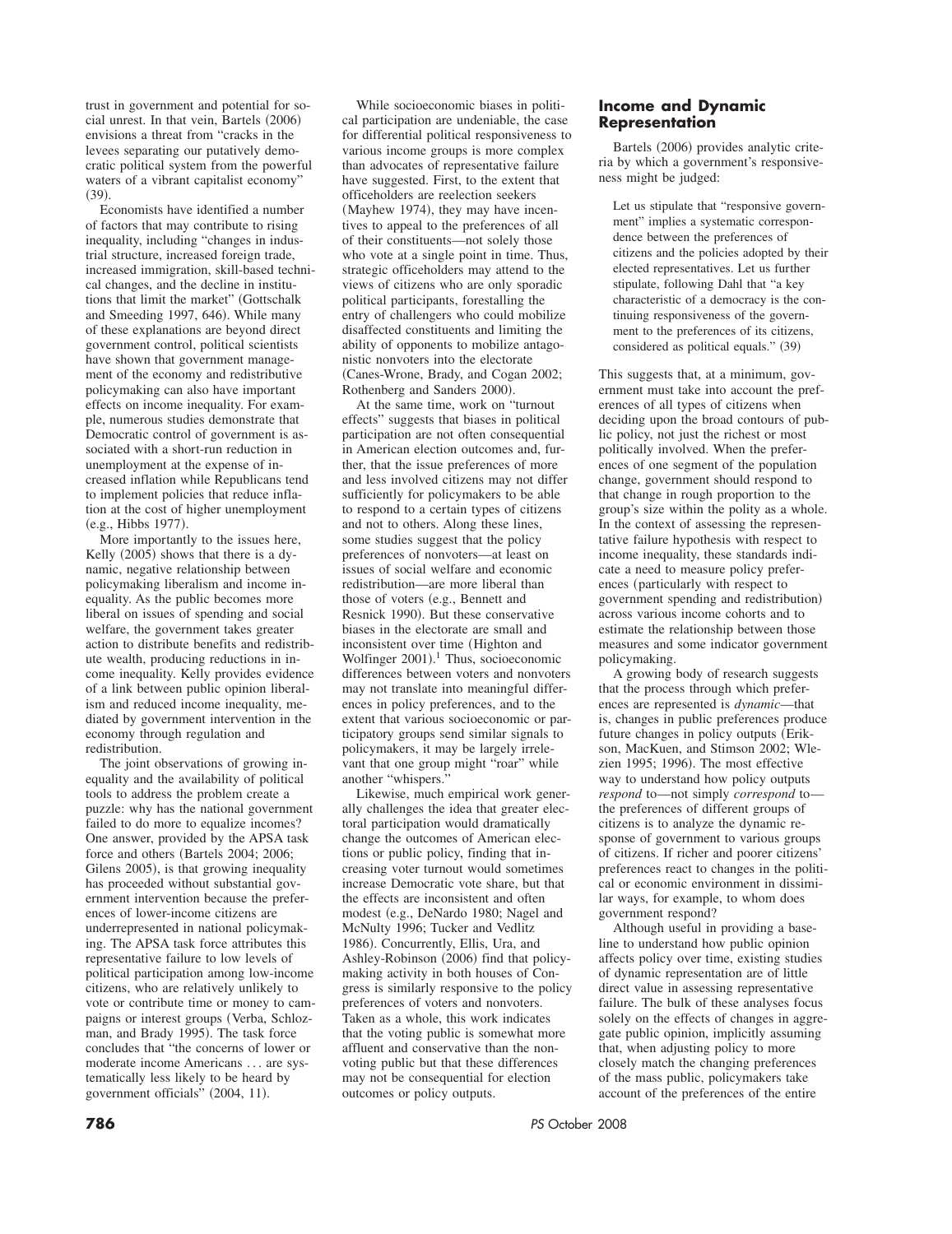trust in government and potential for social unrest. In that vein, Bartels (2006) envisions a threat from "cracks in the levees separating our putatively democratic political system from the powerful waters of a vibrant capitalist economy" (39).

Economists have identified a number of factors that may contribute to rising inequality, including "changes in industrial structure, increased foreign trade, increased immigration, skill-based technical changes, and the decline in institutions that limit the market" (Gottschalk and Smeeding 1997, 646). While many of these explanations are beyond direct government control, political scientists have shown that government management of the economy and redistributive policymaking can also have important effects on income inequality. For example, numerous studies demonstrate that Democratic control of government is associated with a short-run reduction in unemployment at the expense of increased inflation while Republicans tend to implement policies that reduce inflation at the cost of higher unemployment (e.g., Hibbs 1977).

More importantly to the issues here, Kelly (2005) shows that there is a dynamic, negative relationship between policymaking liberalism and income inequality. As the public becomes more liberal on issues of spending and social welfare, the government takes greater action to distribute benefits and redistribute wealth, producing reductions in income inequality. Kelly provides evidence of a link between public opinion liberalism and reduced income inequality, mediated by government intervention in the economy through regulation and redistribution.

The joint observations of growing inequality and the availability of political tools to address the problem create a puzzle: why has the national government failed to do more to equalize incomes? One answer, provided by the APSA task force and others (Bartels 2004; 2006; Gilens 2005), is that growing inequality has proceeded without substantial government intervention because the preferences of lower-income citizens are underrepresented in national policymaking. The APSA task force attributes this representative failure to low levels of political participation among low-income citizens, who are relatively unlikely to vote or contribute time or money to campaigns or interest groups (Verba, Schlozman, and Brady 1995). The task force concludes that "the concerns of lower or moderate income Americans . . . are systematically less likely to be heard by government officials" (2004, 11).

While socioeconomic biases in political participation are undeniable, the case for differential political responsiveness to various income groups is more complex than advocates of representative failure have suggested. First, to the extent that officeholders are reelection seekers (Mayhew 1974), they may have incentives to appeal to the preferences of all of their constituents—not solely those who vote at a single point in time. Thus, strategic officeholders may attend to the views of citizens who are only sporadic political participants, forestalling the entry of challengers who could mobilize disaffected constituents and limiting the ability of opponents to mobilize antagonistic nonvoters into the electorate (Canes-Wrone, Brady, and Cogan 2002; Rothenberg and Sanders 2000).

At the same time, work on "turnout effects" suggests that biases in political participation are not often consequential in American election outcomes and, further, that the issue preferences of more and less involved citizens may not differ sufficiently for policymakers to be able to respond to a certain types of citizens and not to others. Along these lines, some studies suggest that the policy preferences of nonvoters—at least on issues of social welfare and economic redistribution—are more liberal than those of voters (e.g., Bennett and Resnick 1990). But these conservative biases in the electorate are small and inconsistent over time (Highton and Wolfinger 2001).[1] Thus, socioeconomic differences between voters and nonvoters may not translate into meaningful differences in policy preferences, and to the extent that various socioeconomic or participatory groups send similar signals to policymakers, it may be largely irrelevant that one group might "roar" while another "whispers."

Likewise, much empirical work generally challenges the idea that greater electoral participation would dramatically change the outcomes of American elections or public policy, finding that increasing voter turnout would sometimes increase Democratic vote share, but that the effects are inconsistent and often modest (e.g., DeNardo 1980; Nagel and McNulty 1996; Tucker and Vedlitz 1986). Concurrently, Ellis, Ura, and Ashley-Robinson (2006) find that policymaking activity in both houses of Congress is similarly responsive to the policy preferences of voters and nonvoters. Taken as a whole, this work indicates that the voting public is somewhat more affluent and conservative than the nonvoting public but that these differences may not be consequential for election outcomes or policy outputs.

## Income and Dynamic Representation

Bartels (2006) provides analytic criteria by which a government's responsiveness might be judged:

> Let us stipulate that "responsive government" implies a systematic correspondence between the preferences of citizens and the policies adopted by their elected representatives. Let us further stipulate, following Dahl that "a key characteristic of a democracy is the continuing responsiveness of the government to the preferences of its citizens, considered as political equals." (39)

This suggests that, at a minimum, government must take into account the preferences of all types of citizens when deciding upon the broad contours of public policy, not just the richest or most politically involved. When the preferences of one segment of the population change, government should respond to that change in rough proportion to the group's size within the polity as a whole. In the context of assessing the representative failure hypothesis with respect to income inequality, these standards indicate a need to measure policy preferences (particularly with respect to government spending and redistribution) across various income cohorts and to estimate the relationship between those measures and some indicator government policymaking.

A growing body of research suggests that the process through which preferences are represented is *dynamic*—that is, changes in public preferences produce future changes in policy outputs (Erikson, MacKuen, and Stimson 2002; Wlezien 1995; 1996). The most effective way to understand how policy outputs *respond* to—not simply *correspond* to—the preferences of different groups of citizens is to analyze the dynamic response of government to various groups of citizens. If richer and poorer citizens' preferences react to changes in the political or economic environment in dissimilar ways, for example, to whom does government respond?

Although useful in providing a baseline to understand how public opinion affects policy over time, existing studies of dynamic representation are of little direct value in assessing representative failure. The bulk of these analyses focus solely on the effects of changes in aggregate public opinion, implicitly assuming that, when adjusting policy to more closely match the changing preferences of the mass public, policymakers take account of the preferences of the entire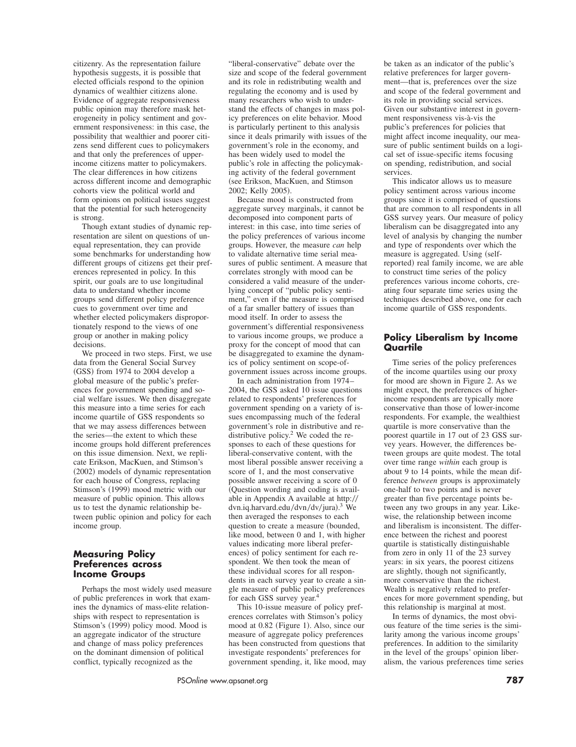citizenry. As the representation failure hypothesis suggests, it is possible that elected officials respond to the opinion dynamics of wealthier citizens alone. Evidence of aggregate responsiveness public opinion may therefore mask heterogeneity in policy sentiment and government responsiveness: in this case, the possibility that wealthier and poorer citizens send different cues to policymakers and that only the preferences of upper-income citizens matter to policymakers. The clear differences in how citizens across different income and demographic cohorts view the political world and form opinions on political issues suggest that the potential for such heterogeneity is strong.

Though extant studies of dynamic representation are silent on questions of unequal representation, they can provide some benchmarks for understanding how different groups of citizens get their preferences represented in policy. In this spirit, our goals are to use longitudinal data to understand whether income groups send different policy preference cues to government over time and whether elected policymakers disproportionately respond to the views of one group or another in making policy decisions.

We proceed in two steps. First, we use data from the General Social Survey (GSS) from 1974 to 2004 develop a global measure of the public's preferences for government spending and social welfare issues. We then disaggregate this measure into a time series for each income quartile of GSS respondents so that we may assess differences between the series—the extent to which these income groups hold different preferences on this issue dimension. Next, we replicate Erikson, MacKuen, and Stimson's (2002) models of dynamic representation for each house of Congress, replacing Stimson's (1999) mood metric with our measure of public opinion. This allows us to test the dynamic relationship between public opinion and policy for each income group.

## Measuring Policy Preferences across Income Groups

Perhaps the most widely used measure of public preferences in work that examines the dynamics of mass-elite relationships with respect to representation is Stimson's (1999) policy mood. Mood is an aggregate indicator of the structure and change of mass policy preferences on the dominant dimension of political conflict, typically recognized as the "liberal-conservative" debate over the size and scope of the federal government and its role in redistributing wealth and regulating the economy and is used by many researchers who wish to understand the effects of changes in mass policy preferences on elite behavior. Mood is particularly pertinent to this analysis since it deals primarily with issues of the government's role in the economy, and has been widely used to model the public's role in affecting the policymaking activity of the federal government (see Erikson, MacKuen, and Stimson 2002; Kelly 2005).

Because mood is constructed from aggregate survey marginals, it cannot be decomposed into component parts of interest: in this case, into time series of the policy preferences of various income groups. However, the measure *can* help to validate alternative time serial measures of public sentiment. A measure that correlates strongly with mood can be considered a valid measure of the underlying concept of "public policy sentiment," even if the measure is comprised of a far smaller battery of issues than mood itself. In order to assess the government's differential responsiveness to various income groups, we produce a proxy for the concept of mood that can be disaggregated to examine the dynamics of policy sentiment on scope-of-government issues across income groups.

In each administration from 1974–2004, the GSS asked 10 issue questions related to respondents' preferences for government spending on a variety of issues encompassing much of the federal government's role in distributive and redistributive policy.[2] We coded the responses to each of these questions for liberal-conservative content, with the most liberal possible answer receiving a score of 1, and the most conservative possible answer receiving a score of 0 (Question wording and coding is available in Appendix A available at http://dvn.iq.harvard.edu/dvn/dv/jura).[3] We then averaged the responses to each question to create a measure (bounded, like mood, between 0 and 1, with higher values indicating more liberal preferences) of policy sentiment for each respondent. We then took the mean of these individual scores for all respondents in each survey year to create a single measure of public policy preferences for each GSS survey year.[4]

This 10-issue measure of policy preferences correlates with Stimson's policy mood at 0.82 (Figure 1). Also, since our measure of aggregate policy preferences has been constructed from questions that investigate respondents' preferences for government spending, it, like mood, may be taken as an indicator of the public's relative preferences for larger government—that is, preferences over the size and scope of the federal government and its role in providing social services. Given our substantive interest in government responsiveness vis-à-vis the public's preferences for policies that might affect income inequality, our measure of public sentiment builds on a logical set of issue-specific items focusing on spending, redistribution, and social services.

This indicator allows us to measure policy sentiment across various income groups since it is comprised of questions that are common to all respondents in all GSS survey years. Our measure of policy liberalism can be disaggregated into any level of analysis by changing the number and type of respondents over which the measure is aggregated. Using (self-reported) real family income, we are able to construct time series of the policy preferences various income cohorts, creating four separate time series using the techniques described above, one for each income quartile of GSS respondents.

## Policy Liberalism by Income Quartile

Time series of the policy preferences of the income quartiles using our proxy for mood are shown in Figure 2. As we might expect, the preferences of higher-income respondents are typically more conservative than those of lower-income respondents. For example, the wealthiest quartile is more conservative than the poorest quartile in 17 out of 23 GSS survey years. However, the differences between groups are quite modest. The total over time range *within* each group is about 9 to 14 points, while the mean difference *between* groups is approximately one-half to two points and is never greater than five percentage points between any two groups in any year. Likewise, the relationship between income and liberalism is inconsistent. The difference between the richest and poorest quartile is statistically distinguishable from zero in only 11 of the 23 survey years: in six years, the poorest citizens are slightly, though not significantly, more conservative than the richest. Wealth is negatively related to preferences for more government spending, but this relationship is marginal at most.

In terms of dynamics, the most obvious feature of the time series is the similarity among the various income groups' preferences. In addition to the similarity in the level of the groups' opinion liberalism, the various preferences time series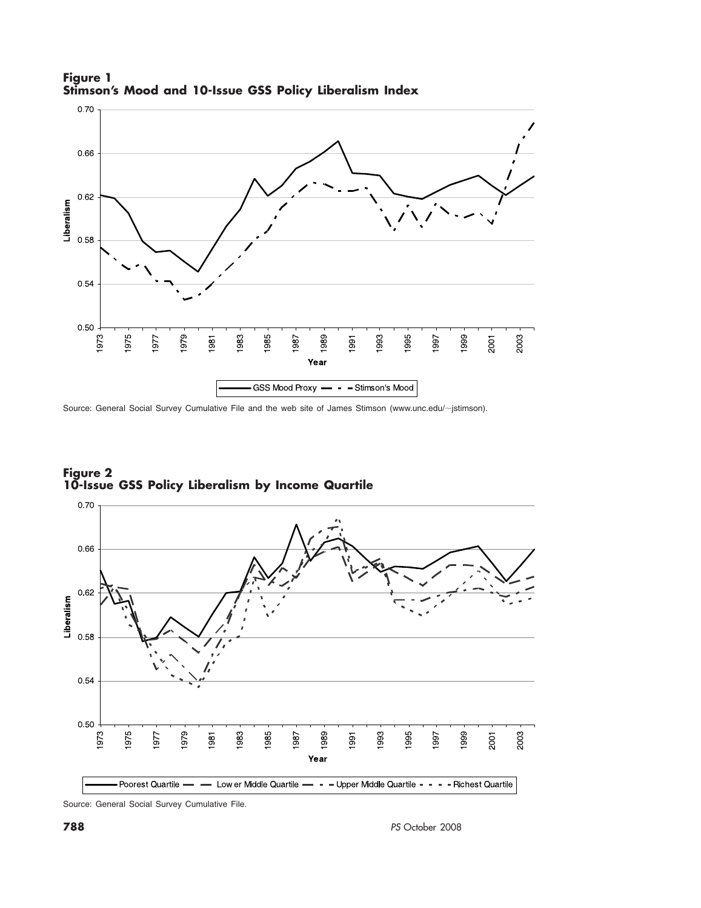**Figure 1**
**Stimson's Mood and 10-Issue GSS Policy Liberalism Index**

Source: General Social Survey Cumulative File and the web site of James Stimson (www.unc.edu/~jstimson).

**Figure 2**
**10-Issue GSS Policy Liberalism by Income Quartile**

Source: General Social Survey Cumulative File.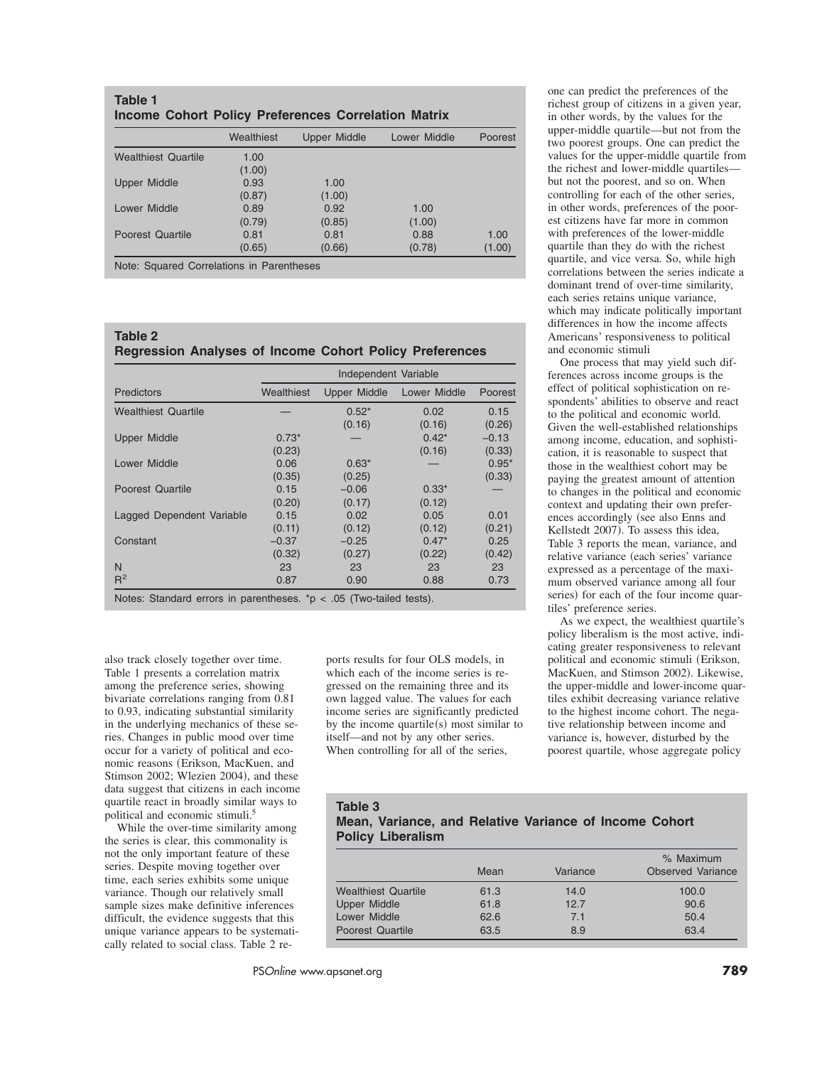**Table 1**
**Income Cohort Policy Preferences Correlation Matrix**

| | Wealthiest | Upper Middle | Lower Middle | Poorest |
|---|---|---|---|---|
| Wealthiest Quartile | 1.00 | | | |
| | (1.00) | | | |
| Upper Middle | 0.93 | 1.00 | | |
| | (0.87) | (1.00) | | |
| Lower Middle | 0.89 | 0.92 | 1.00 | |
| | (0.79) | (0.85) | (1.00) | |
| Poorest Quartile | 0.81 | 0.81 | 0.88 | 1.00 |
| | (0.65) | (0.66) | (0.78) | (1.00) |

Note: Squared Correlations in Parentheses

**Table 2**
**Regression Analyses of Income Cohort Policy Preferences**

| | Independent Variable | | | |
|---|---|---|---|---|
| Predictors | Wealthiest | Upper Middle | Lower Middle | Poorest |
| Wealthiest Quartile | — | 0.52* | 0.02 | 0.15 |
| | | (0.16) | (0.16) | (0.26) |
| Upper Middle | 0.73* | — | 0.42* | −0.13 |
| | (0.23) | | (0.16) | (0.33) |
| Lower Middle | 0.06 | 0.63* | — | 0.95* |
| | (0.35) | (0.25) | | (0.33) |
| Poorest Quartile | 0.15 | −0.06 | 0.33* | — |
| | (0.20) | (0.17) | (0.12) | |
| Lagged Dependent Variable | 0.15 | 0.02 | 0.05 | 0.01 |
| | (0.11) | (0.12) | (0.12) | (0.21) |
| Constant | −0.37 | −0.25 | 0.47* | 0.25 |
| | (0.32) | (0.27) | (0.22) | (0.42) |
| N | 23 | 23 | 23 | 23 |
| $R^2$ | 0.87 | 0.90 | 0.88 | 0.73 |

Notes: Standard errors in parentheses. *$p < .05$ (Two-tailed tests).

also track closely together over time. Table 1 presents a correlation matrix among the preference series, showing bivariate correlations ranging from 0.81 to 0.93, indicating substantial similarity in the underlying mechanics of these series. Changes in public mood over time occur for a variety of political and economic reasons (Erikson, MacKuen, and Stimson 2002; Wlezien 2004), and these data suggest that citizens in each income quartile react in broadly similar ways to political and economic stimuli.[5]

While the over-time similarity among the series is clear, this commonality is not the only important feature of these series. Despite moving together over time, each series exhibits some unique variance. Though our relatively small sample sizes make definitive inferences difficult, the evidence suggests that this unique variance appears to be systematically related to social class. Table 2 reports results for four OLS models, in which each of the income series is regressed on the remaining three and its own lagged value. The values for each income series are significantly predicted by the income quartile(s) most similar to itself—and not by any other series. When controlling for all of the series, one can predict the preferences of the richest group of citizens in a given year, in other words, by the values for the upper-middle quartile—but not from the two poorest groups. One can predict the values for the upper-middle quartile from the richest and lower-middle quartiles—but not the poorest, and so on. When controlling for each of the other series, in other words, preferences of the poorest citizens have far more in common with preferences of the lower-middle quartile than they do with the richest quartile, and vice versa. So, while high correlations between the series indicate a dominant trend of over-time similarity, each series retains unique variance, which may indicate politically important differences in how the income affects Americans' responsiveness to political and economic stimuli

One process that may yield such differences across income groups is the effect of political sophistication on respondents' abilities to observe and react to the political and economic world. Given the well-established relationships among income, education, and sophistication, it is reasonable to suspect that those in the wealthiest cohort may be paying the greatest amount of attention to changes in the political and economic context and updating their own preferences accordingly (see also Enns and Kellstedt 2007). To assess this idea, Table 3 reports the mean, variance, and relative variance (each series' variance expressed as a percentage of the maximum observed variance among all four series) for each of the four income quartiles' preference series.

As we expect, the wealthiest quartile's policy liberalism is the most active, indicating greater responsiveness to relevant political and economic stimuli (Erikson, MacKuen, and Stimson 2002). Likewise, the upper-middle and lower-income quartiles exhibit decreasing variance relative to the highest income cohort. The negative relationship between income and variance is, however, disturbed by the poorest quartile, whose aggregate policy

**Table 3**
**Mean, Variance, and Relative Variance of Income Cohort Policy Liberalism**

| | Mean | Variance | % Maximum Observed Variance |
|---|---|---|---|
| Wealthiest Quartile | 61.3 | 14.0 | 100.0 |
| Upper Middle | 61.8 | 12.7 | 90.6 |
| Lower Middle | 62.6 | 7.1 | 50.4 |
| Poorest Quartile | 63.5 | 8.9 | 63.4 |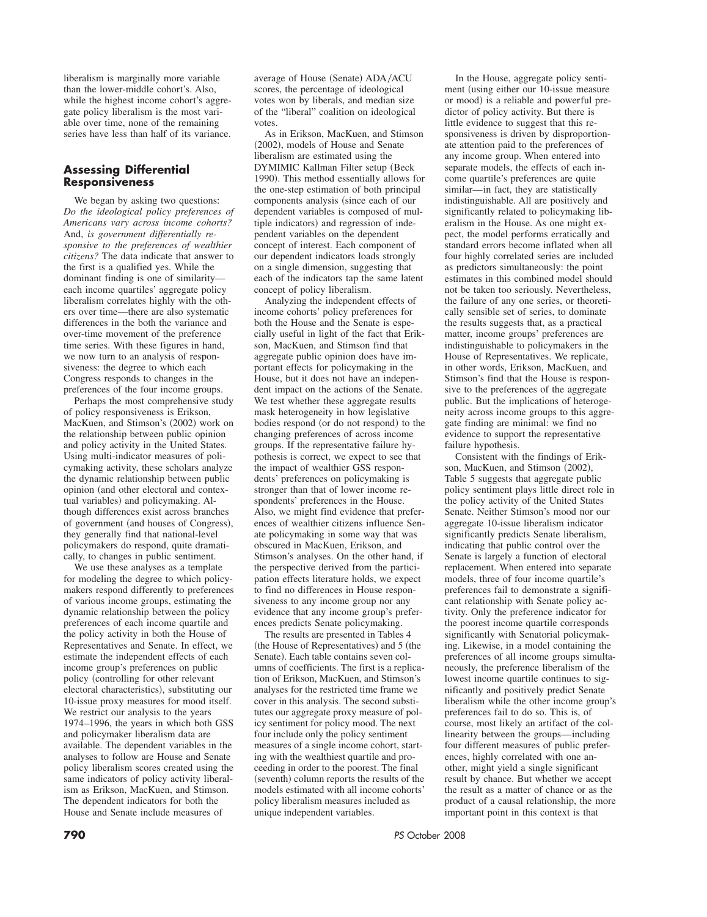liberalism is marginally more variable than the lower-middle cohort's. Also, while the highest income cohort's aggregate policy liberalism is the most variable over time, none of the remaining series have less than half of its variance.

## Assessing Differential Responsiveness

We began by asking two questions: *Do the ideological policy preferences of Americans vary across income cohorts?* And, *is government differentially responsive to the preferences of wealthier citizens?* The data indicate that answer to the first is a qualified yes. While the dominant finding is one of similarity—each income quartiles' aggregate policy liberalism correlates highly with the others over time—there are also systematic differences in the both the variance and over-time movement of the preference time series. With these figures in hand, we now turn to an analysis of responsiveness: the degree to which each Congress responds to changes in the preferences of the four income groups.

Perhaps the most comprehensive study of policy responsiveness is Erikson, MacKuen, and Stimson's (2002) work on the relationship between public opinion and policy activity in the United States. Using multi-indicator measures of policymaking activity, these scholars analyze the dynamic relationship between public opinion (and other electoral and contextual variables) and policymaking. Although differences exist across branches of government (and houses of Congress), they generally find that national-level policymakers do respond, quite dramatically, to changes in public sentiment.

We use these analyses as a template for modeling the degree to which policymakers respond differently to preferences of various income groups, estimating the dynamic relationship between the policy preferences of each income quartile and the policy activity in both the House of Representatives and Senate. In effect, we estimate the independent effects of each income group's preferences on public policy (controlling for other relevant electoral characteristics), substituting our 10-issue proxy measures for mood itself. We restrict our analysis to the years 1974–1996, the years in which both GSS and policymaker liberalism data are available. The dependent variables in the analyses to follow are House and Senate policy liberalism scores created using the same indicators of policy activity liberalism as Erikson, MacKuen, and Stimson. The dependent indicators for both the House and Senate include measures of average of House (Senate) ADA/ACU scores, the percentage of ideological votes won by liberals, and median size of the "liberal" coalition on ideological votes.

As in Erikson, MacKuen, and Stimson (2002), models of House and Senate liberalism are estimated using the DYMIMIC Kallman Filter setup (Beck 1990). This method essentially allows for the one-step estimation of both principal components analysis (since each of our dependent variables is composed of multiple indicators) and regression of independent variables on the dependent concept of interest. Each component of our dependent indicators loads strongly on a single dimension, suggesting that each of the indicators tap the same latent concept of policy liberalism.

Analyzing the independent effects of income cohorts' policy preferences for both the House and the Senate is especially useful in light of the fact that Erikson, MacKuen, and Stimson find that aggregate public opinion does have important effects for policymaking in the House, but it does not have an independent impact on the actions of the Senate. We test whether these aggregate results mask heterogeneity in how legislative bodies respond (or do not respond) to the changing preferences of across income groups. If the representative failure hypothesis is correct, we expect to see that the impact of wealthier GSS respondents' preferences on policymaking is stronger than that of lower income respondents' preferences in the House. Also, we might find evidence that preferences of wealthier citizens influence Senate policymaking in some way that was obscured in MacKuen, Erikson, and Stimson's analyses. On the other hand, if the perspective derived from the participation effects literature holds, we expect to find no differences in House responsiveness to any income group nor any evidence that any income group's preferences predicts Senate policymaking.

The results are presented in Tables 4 (the House of Representatives) and 5 (the Senate). Each table contains seven columns of coefficients. The first is a replication of Erikson, MacKuen, and Stimson's analyses for the restricted time frame we cover in this analysis. The second substitutes our aggregate proxy measure of policy sentiment for policy mood. The next four include only the policy sentiment measures of a single income cohort, starting with the wealthiest quartile and proceeding in order to the poorest. The final (seventh) column reports the results of the models estimated with all income cohorts' policy liberalism measures included as unique independent variables.

In the House, aggregate policy sentiment (using either our 10-issue measure or mood) is a reliable and powerful predictor of policy activity. But there is little evidence to suggest that this responsiveness is driven by disproportionate attention paid to the preferences of any income group. When entered into separate models, the effects of each income quartile's preferences are quite similar—in fact, they are statistically indistinguishable. All are positively and significantly related to policymaking liberalism in the House. As one might expect, the model performs erratically and standard errors become inflated when all four highly correlated series are included as predictors simultaneously: the point estimates in this combined model should not be taken too seriously. Nevertheless, the failure of any one series, or theoretically sensible set of series, to dominate the results suggests that, as a practical matter, income groups' preferences are indistinguishable to policymakers in the House of Representatives. We replicate, in other words, Erikson, MacKuen, and Stimson's find that the House is responsive to the preferences of the aggregate public. But the implications of heterogeneity across income groups to this aggregate finding are minimal: we find no evidence to support the representative failure hypothesis.

Consistent with the findings of Erikson, MacKuen, and Stimson (2002), Table 5 suggests that aggregate public policy sentiment plays little direct role in the policy activity of the United States Senate. Neither Stimson's mood nor our aggregate 10-issue liberalism indicator significantly predicts Senate liberalism, indicating that public control over the Senate is largely a function of electoral replacement. When entered into separate models, three of four income quartile's preferences fail to demonstrate a significant relationship with Senate policy activity. Only the preference indicator for the poorest income quartile corresponds significantly with Senatorial policymaking. Likewise, in a model containing the preferences of all income groups simultaneously, the preference liberalism of the lowest income quartile continues to significantly and positively predict Senate liberalism while the other income group's preferences fail to do so. This is, of course, most likely an artifact of the collinearity between the groups—including four different measures of public preferences, highly correlated with one another, might yield a single significant result by chance. But whether we accept the result as a matter of chance or as the product of a causal relationship, the more important point in this context is that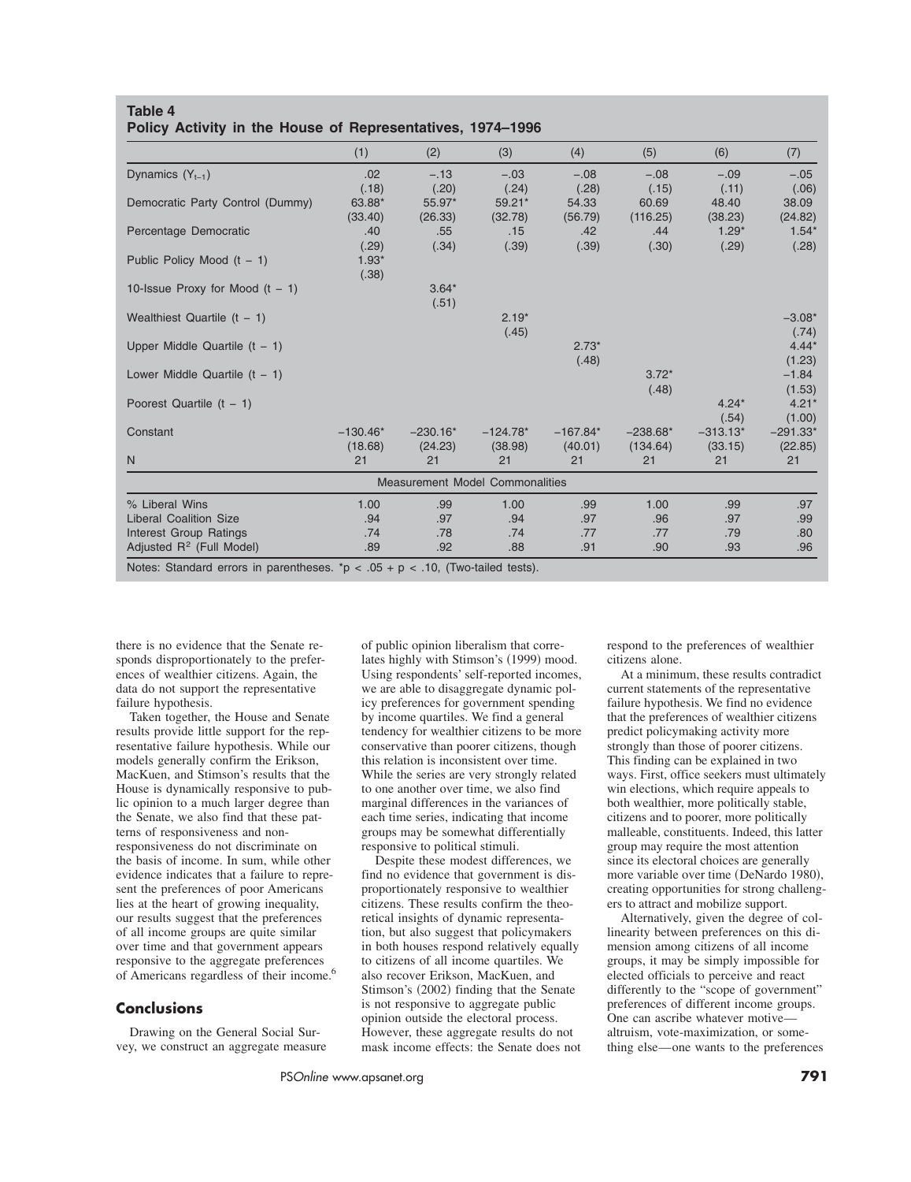**Table 4**
**Policy Activity in the House of Representatives, 1974–1996**

| | (1) | (2) | (3) | (4) | (5) | (6) | (7) |
|---|---|---|---|---|---|---|---|
| Dynamics ($Y_{t-1}$) | .02 | −.13 | −.03 | −.08 | −.08 | −.09 | −.05 |
| | (.18) | (.20) | (.24) | (.28) | (.15) | (.11) | (.06) |
| Democratic Party Control (Dummy) | 63.88* | 55.97* | 59.21* | 54.33 | 60.69 | 48.40 | 38.09 |
| | (33.40) | (26.33) | (32.78) | (56.79) | (116.25) | (38.23) | (24.82) |
| Percentage Democratic | .40 | .55 | .15 | .42 | .44 | 1.29* | 1.54* |
| | (.29) | (.34) | (.39) | (.39) | (.30) | (.29) | (.28) |
| Public Policy Mood (t − 1) | 1.93* | | | | | | |
| | (.38) | | | | | | |
| 10-Issue Proxy for Mood (t − 1) | | 3.64* | | | | | |
| | | (.51) | | | | | |
| Wealthiest Quartile (t − 1) | | | 2.19* | | | | −3.08* |
| | | | (.45) | | | | (.74) |
| Upper Middle Quartile (t − 1) | | | | 2.73* | | | 4.44* |
| | | | | (.48) | | | (1.23) |
| Lower Middle Quartile (t − 1) | | | | | 3.72* | | −1.84 |
| | | | | | (.48) | | (1.53) |
| Poorest Quartile (t − 1) | | | | | | 4.24* | 4.21* |
| | | | | | | (.54) | (1.00) |
| Constant | −130.46* | −230.16* | −124.78* | −167.84* | −238.68* | −313.13* | −291.33* |
| | (18.68) | (24.23) | (38.98) | (40.01) | (134.64) | (33.15) | (22.85) |
| N | 21 | 21 | 21 | 21 | 21 | 21 | 21 |
| Measurement Model Commonalities | | | | | | | |
| % Liberal Wins | 1.00 | .99 | 1.00 | .99 | 1.00 | .99 | .97 |
| Liberal Coalition Size | .94 | .97 | .94 | .97 | .96 | .97 | .99 |
| Interest Group Ratings | .74 | .78 | .74 | .77 | .77 | .79 | .80 |
| Adjusted $R^2$ (Full Model) | .89 | .92 | .88 | .91 | .90 | .93 | .96 |

Notes: Standard errors in parentheses. *p < .05 + p < .10, (Two-tailed tests).

there is no evidence that the Senate responds disproportionately to the preferences of wealthier citizens. Again, the data do not support the representative failure hypothesis.

Taken together, the House and Senate results provide little support for the representative failure hypothesis. While our models generally confirm the Erikson, MacKuen, and Stimson's results that the House is dynamically responsive to public opinion to a much larger degree than the Senate, we also find that these patterns of responsiveness and nonresponsiveness do not discriminate on the basis of income. In sum, while other evidence indicates that a failure to represent the preferences of poor Americans lies at the heart of growing inequality, our results suggest that the preferences of all income groups are quite similar over time and that government appears responsive to the aggregate preferences of Americans regardless of their income.[6]

## Conclusions

Drawing on the General Social Survey, we construct an aggregate measure of public opinion liberalism that correlates highly with Stimson's (1999) mood. Using respondents' self-reported incomes, we are able to disaggregate dynamic policy preferences for government spending by income quartiles. We find a general tendency for wealthier citizens to be more conservative than poorer citizens, though this relation is inconsistent over time. While the series are very strongly related to one another over time, we also find marginal differences in the variances of each time series, indicating that income groups may be somewhat differentially responsive to political stimuli.

Despite these modest differences, we find no evidence that government is disproportionately responsive to wealthier citizens. These results confirm the theoretical insights of dynamic representation, but also suggest that policymakers in both houses respond relatively equally to citizens of all income quartiles. We also recover Erikson, MacKuen, and Stimson's (2002) finding that the Senate is not responsive to aggregate public opinion outside the electoral process. However, these aggregate results do not mask income effects: the Senate does not respond to the preferences of wealthier citizens alone.

At a minimum, these results contradict current statements of the representative failure hypothesis. We find no evidence that the preferences of wealthier citizens predict policymaking activity more strongly than those of poorer citizens. This finding can be explained in two ways. First, office seekers must ultimately win elections, which require appeals to both wealthier, more politically stable, citizens and to poorer, more politically malleable, constituents. Indeed, this latter group may require the most attention since its electoral choices are generally more variable over time (DeNardo 1980), creating opportunities for strong challengers to attract and mobilize support.

Alternatively, given the degree of collinearity between preferences on this dimension among citizens of all income groups, it may be simply impossible for elected officials to perceive and react differently to the "scope of government" preferences of different income groups. One can ascribe whatever motive—altruism, vote-maximization, or something else—one wants to the preferences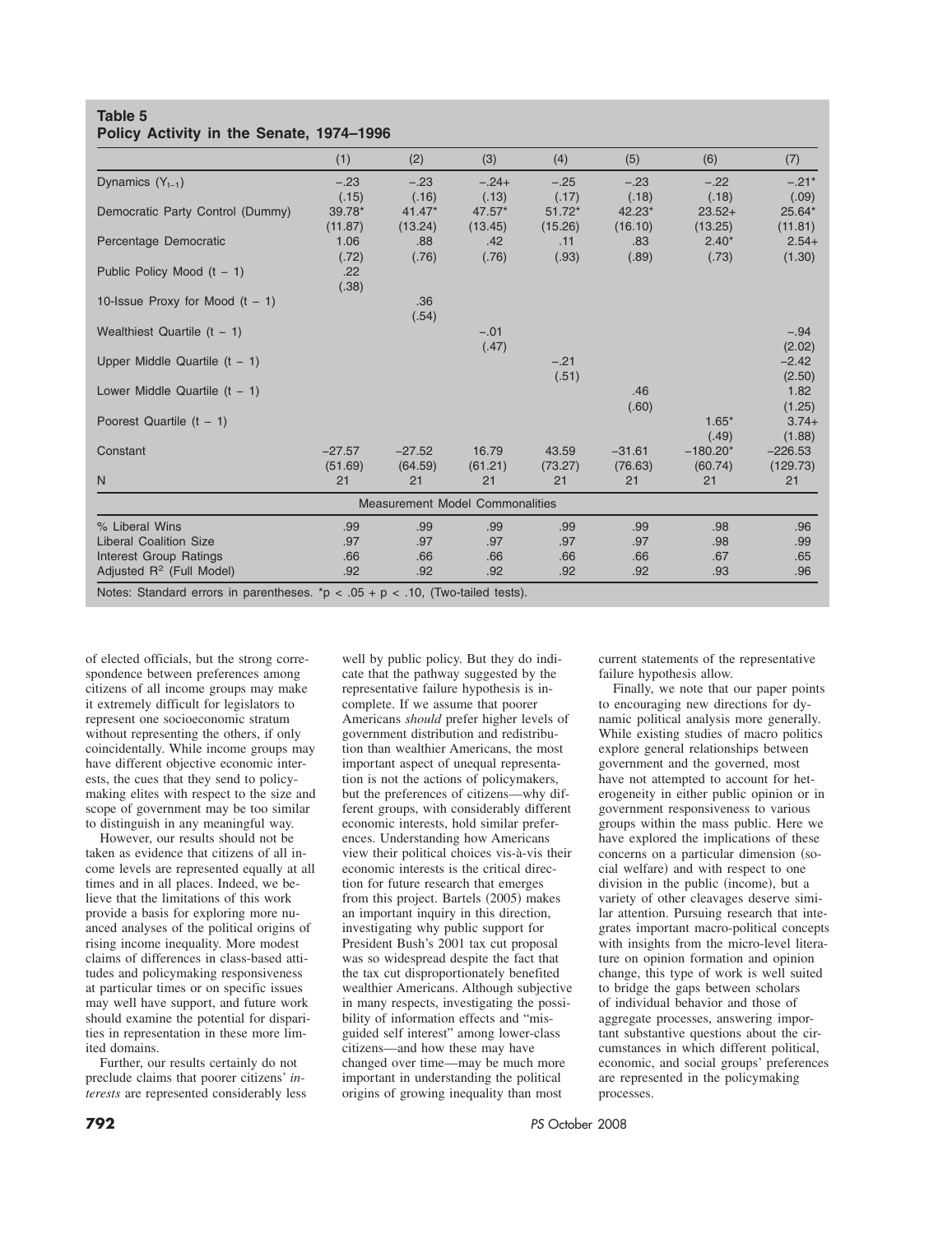**Table 5**
**Policy Activity in the Senate, 1974–1996**

| | (1) | (2) | (3) | (4) | (5) | (6) | (7) |
|---|---|---|---|---|---|---|---|
| Dynamics ($Y_{t-1}$) | −.23 | −.23 | −.24+ | −.25 | −.23 | −.22 | −.21* |
| | (.15) | (.16) | (.13) | (.17) | (.18) | (.18) | (.09) |
| Democratic Party Control (Dummy) | 39.78* | 41.47* | 47.57* | 51.72* | 42.23* | 23.52+ | 25.64* |
| | (11.87) | (13.24) | (13.45) | (15.26) | (16.10) | (13.25) | (11.81) |
| Percentage Democratic | 1.06 | .88 | .42 | .11 | .83 | 2.40* | 2.54+ |
| | (.72) | (.76) | (.76) | (.93) | (.89) | (.73) | (1.30) |
| Public Policy Mood (t − 1) | .22 | | | | | | |
| | (.38) | | | | | | |
| 10-Issue Proxy for Mood (t − 1) | | .36 | | | | | |
| | | (.54) | | | | | |
| Wealthiest Quartile (t − 1) | | | −.01 | | | | −.94 |
| | | | (.47) | | | | (2.02) |
| Upper Middle Quartile (t − 1) | | | | −.21 | | | −2.42 |
| | | | | (.51) | | | (2.50) |
| Lower Middle Quartile (t − 1) | | | | | .46 | | 1.82 |
| | | | | | (.60) | | (1.25) |
| Poorest Quartile (t − 1) | | | | | | 1.65* | 3.74+ |
| | | | | | | (.49) | (1.88) |
| Constant | −27.57 | −27.52 | 16.79 | 43.59 | −31.61 | −180.20* | −226.53 |
| | (51.69) | (64.59) | (61.21) | (73.27) | (76.63) | (60.74) | (129.73) |
| N | 21 | 21 | 21 | 21 | 21 | 21 | 21 |
| **Measurement Model Commonalities** | | | | | | | |
| % Liberal Wins | .99 | .99 | .99 | .99 | .99 | .98 | .96 |
| Liberal Coalition Size | .97 | .97 | .97 | .97 | .97 | .98 | .99 |
| Interest Group Ratings | .66 | .66 | .66 | .66 | .66 | .67 | .65 |
| Adjusted $R^2$ (Full Model) | .92 | .92 | .92 | .92 | .92 | .93 | .96 |

Notes: Standard errors in parentheses. *p < .05 + p < .10, (Two-tailed tests).

of elected officials, but the strong correspondence between preferences among citizens of all income groups may make it extremely difficult for legislators to represent one socioeconomic stratum without representing the others, if only coincidentally. While income groups may have different objective economic interests, the cues that they send to policymaking elites with respect to the size and scope of government may be too similar to distinguish in any meaningful way.

However, our results should not be taken as evidence that citizens of all income levels are represented equally at all times and in all places. Indeed, we believe that the limitations of this work provide a basis for exploring more nuanced analyses of the political origins of rising income inequality. More modest claims of differences in class-based attitudes and policymaking responsiveness at particular times or on specific issues may well have support, and future work should examine the potential for disparities in representation in these more limited domains.

Further, our results certainly do not preclude claims that poorer citizens' *interests* are represented considerably less well by public policy. But they do indicate that the pathway suggested by the representative failure hypothesis is incomplete. If we assume that poorer Americans *should* prefer higher levels of government distribution and redistribution than wealthier Americans, the most important aspect of unequal representation is not the actions of policymakers, but the preferences of citizens—why different groups, with considerably different economic interests, hold similar preferences. Understanding how Americans view their political choices vis-à-vis their economic interests is the critical direction for future research that emerges from this project. Bartels (2005) makes an important inquiry in this direction, investigating why public support for President Bush's 2001 tax cut proposal was so widespread despite the fact that the tax cut disproportionately benefited wealthier Americans. Although subjective in many respects, investigating the possibility of information effects and "misguided self interest" among lower-class citizens—and how these may have changed over time—may be much more important in understanding the political origins of growing inequality than most current statements of the representative failure hypothesis allow.

Finally, we note that our paper points to encouraging new directions for dynamic political analysis more generally. While existing studies of macro politics explore general relationships between government and the governed, most have not attempted to account for heterogeneity in either public opinion or in government responsiveness to various groups within the mass public. Here we have explored the implications of these concerns on a particular dimension (social welfare) and with respect to one division in the public (income), but a variety of other cleavages deserve similar attention. Pursuing research that integrates important macro-political concepts with insights from the micro-level literature on opinion formation and opinion change, this type of work is well suited to bridge the gaps between scholars of individual behavior and those of aggregate processes, answering important substantive questions about the circumstances in which different political, economic, and social groups' preferences are represented in the policymaking processes.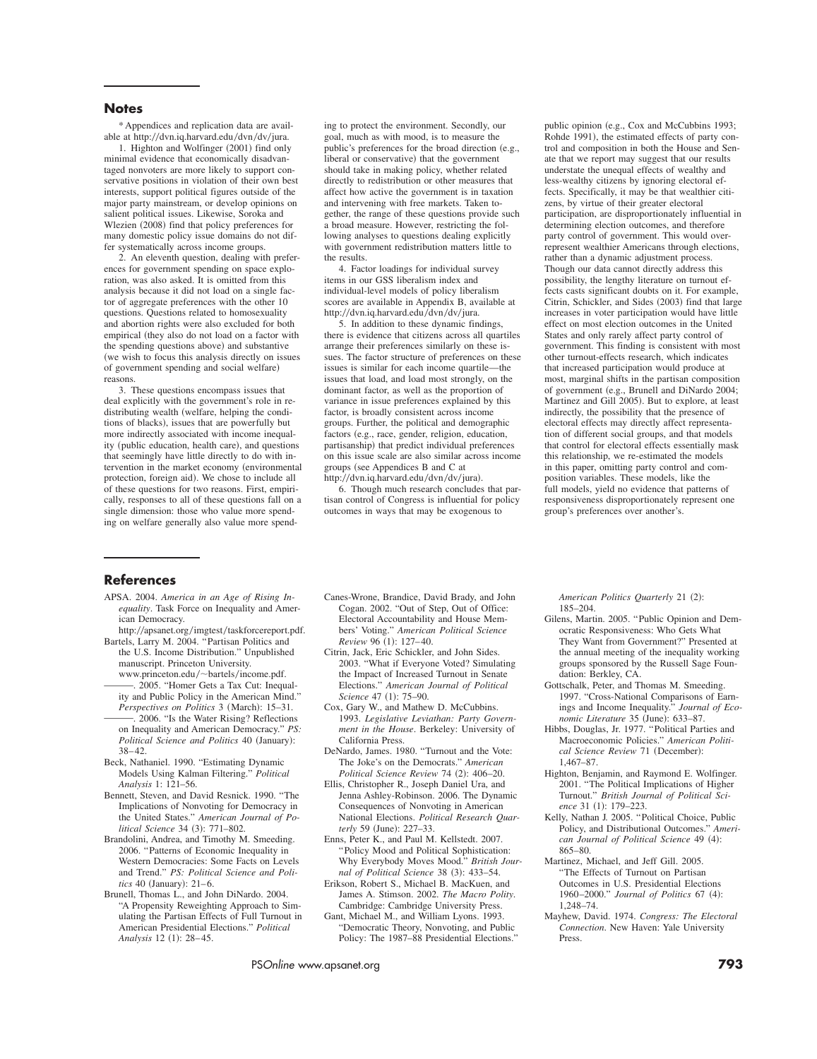## Notes

* Appendices and replication data are available at http://dvn.iq.harvard.edu/dvn/dv/jura.

1. Highton and Wolfinger (2001) find only minimal evidence that economically disadvantaged nonvoters are more likely to support conservative positions in violation of their own best interests, support political figures outside of the major party mainstream, or develop opinions on salient political issues. Likewise, Soroka and Wlezien (2008) find that policy preferences for many domestic policy issue domains do not differ systematically across income groups.

2. An eleventh question, dealing with preferences for government spending on space exploration, was also asked. It is omitted from this analysis because it did not load on a single factor of aggregate preferences with the other 10 questions. Questions related to homosexuality and abortion rights were also excluded for both empirical (they also do not load on a factor with the spending questions above) and substantive (we wish to focus this analysis directly on issues of government spending and social welfare) reasons.

3. These questions encompass issues that deal explicitly with the government's role in redistributing wealth (welfare, helping the conditions of blacks), issues that are powerfully but more indirectly associated with income inequality (public education, health care), and questions that seemingly have little directly to do with intervention in the market economy (environmental protection, foreign aid). We chose to include all of these questions for two reasons. First, empirically, responses to all of these questions fall on a single dimension: those who value more spending on welfare generally also value more spending to protect the environment. Secondly, our goal, much as with mood, is to measure the public's preferences for the broad direction (e.g., liberal or conservative) that the government should take in making policy, whether related directly to redistribution or other measures that affect how active the government is in taxation and intervening with free markets. Taken together, the range of these questions provide such a broad measure. However, restricting the following analyses to questions dealing explicitly with government redistribution matters little to the results.

4. Factor loadings for individual survey items in our GSS liberalism index and individual-level models of policy liberalism scores are available in Appendix B, available at http://dvn.iq.harvard.edu/dvn/dv/jura.

5. In addition to these dynamic findings, there is evidence that citizens across all quartiles arrange their preferences similarly on these issues. The factor structure of preferences on these issues is similar for each income quartile—the issues that load, and load most strongly, on the dominant factor, as well as the proportion of variance in issue preferences explained by this factor, is broadly consistent across income groups. Further, the political and demographic factors (e.g., race, gender, religion, education, partisanship) that predict individual preferences on this issue scale are also similar across income groups (see Appendices B and C at http://dvn.iq.harvard.edu/dvn/dv/jura).

6. Though much research concludes that partisan control of Congress is influential for policy outcomes in ways that may be exogenous to public opinion (e.g., Cox and McCubbins 1993; Rohde 1991), the estimated effects of party control and composition in both the House and Senate that we report may suggest that our results understate the unequal effects of wealthy and less-wealthy citizens by ignoring electoral effects. Specifically, it may be that wealthier citizens, by virtue of their greater electoral participation, are disproportionately influential in determining election outcomes, and therefore party control of government. This would overrepresent wealthier Americans through elections, rather than a dynamic adjustment process. Though our data cannot directly address this possibility, the lengthy literature on turnout effects casts significant doubts on it. For example, Citrin, Schickler, and Sides (2003) find that large increases in voter participation would have little effect on most election outcomes in the United States and only rarely affect party control of government. This finding is consistent with most other turnout-effects research, which indicates that increased participation would produce at most, marginal shifts in the partisan composition of government (e.g., Brunell and DiNardo 2004; Martinez and Gill 2005). But to explore, at least indirectly, the possibility that the presence of electoral effects may directly affect representation of different social groups, and that models that control for electoral effects essentially mask this relationship, we re-estimated the models in this paper, omitting party control and composition variables. These models, like the full models, yield no evidence that patterns of responsiveness disproportionately represent one group's preferences over another's.

## References

APSA. 2004. *America in an Age of Rising Inequality*. Task Force on Inequality and American Democracy. http://apsanet.org/imgtest/taskforcereport.pdf.

Bartels, Larry M. 2004. "Partisan Politics and the U.S. Income Distribution." Unpublished manuscript. Princeton University. www.princeton.edu/~bartels/income.pdf.

———. 2005. "Homer Gets a Tax Cut: Inequality and Public Policy in the American Mind." *Perspectives on Politics* 3 (March): 15–31.

———. 2006. "Is the Water Rising? Reflections on Inequality and American Democracy." *PS: Political Science and Politics* 40 (January): 38–42.

Beck, Nathaniel. 1990. "Estimating Dynamic Models Using Kalman Filtering." *Political Analysis* 1: 121–56.

Bennett, Steven, and David Resnick. 1990. "The Implications of Nonvoting for Democracy in the United States." *American Journal of Political Science* 34 (3): 771–802.

Brandolini, Andrea, and Timothy M. Smeeding. 2006. "Patterns of Economic Inequality in Western Democracies: Some Facts on Levels and Trend." *PS: Political Science and Politics* 40 (January): 21–6.

Brunell, Thomas L., and John DiNardo. 2004. "A Propensity Reweighting Approach to Simulating the Partisan Effects of Full Turnout in American Presidential Elections." *Political Analysis* 12 (1): 28–45.

Canes-Wrone, Brandice, David Brady, and John Cogan. 2002. "Out of Step, Out of Office: Electoral Accountability and House Members' Voting." *American Political Science Review* 96 (1): 127–40.

Citrin, Jack, Eric Schickler, and John Sides. 2003. "What if Everyone Voted? Simulating the Impact of Increased Turnout in Senate Elections." *American Journal of Political Science* 47 (1): 75–90.

Cox, Gary W., and Mathew D. McCubbins. 1993. *Legislative Leviathan: Party Government in the House*. Berkeley: University of California Press.

DeNardo, James. 1980. "Turnout and the Vote: The Joke's on the Democrats." *American Political Science Review* 74 (2): 406–20.

Ellis, Christopher R., Joseph Daniel Ura, and Jenna Ashley-Robinson. 2006. The Dynamic Consequences of Nonvoting in American National Elections. *Political Research Quarterly* 59 (June): 227–33.

Enns, Peter K., and Paul M. Kellstedt. 2007. "Policy Mood and Political Sophistication: Why Everybody Moves Mood." *British Journal of Political Science* 38 (3): 433–54.

Erikson, Robert S., Michael B. MacKuen, and James A. Stimson. 2002. *The Macro Polity*. Cambridge: Cambridge University Press.

Gant, Michael M., and William Lyons. 1993. "Democratic Theory, Nonvoting, and Public Policy: The 1987–88 Presidential Elections." *American Politics Quarterly* 21 (2): 185–204.

Gilens, Martin. 2005. "Public Opinion and Democratic Responsiveness: Who Gets What They Want from Government?" Presented at the annual meeting of the inequality working groups sponsored by the Russell Sage Foundation: Berkley, CA.

Gottschalk, Peter, and Thomas M. Smeeding. 1997. "Cross-National Comparisons of Earnings and Income Inequality." *Journal of Economic Literature* 35 (June): 633–87.

Hibbs, Douglas, Jr. 1977. "Political Parties and Macroeconomic Policies." *American Political Science Review* 71 (December): 1,467–87.

Highton, Benjamin, and Raymond E. Wolfinger. 2001. "The Political Implications of Higher Turnout." *British Journal of Political Science* 31 (1): 179–223.

Kelly, Nathan J. 2005. "Political Choice, Public Policy, and Distributional Outcomes." *American Journal of Political Science* 49 (4): 865–80.

Martinez, Michael, and Jeff Gill. 2005. "The Effects of Turnout on Partisan Outcomes in U.S. Presidential Elections 1960–2000." *Journal of Politics* 67 (4): 1,248–74.

Mayhew, David. 1974. *Congress: The Electoral Connection*. New Haven: Yale University Press.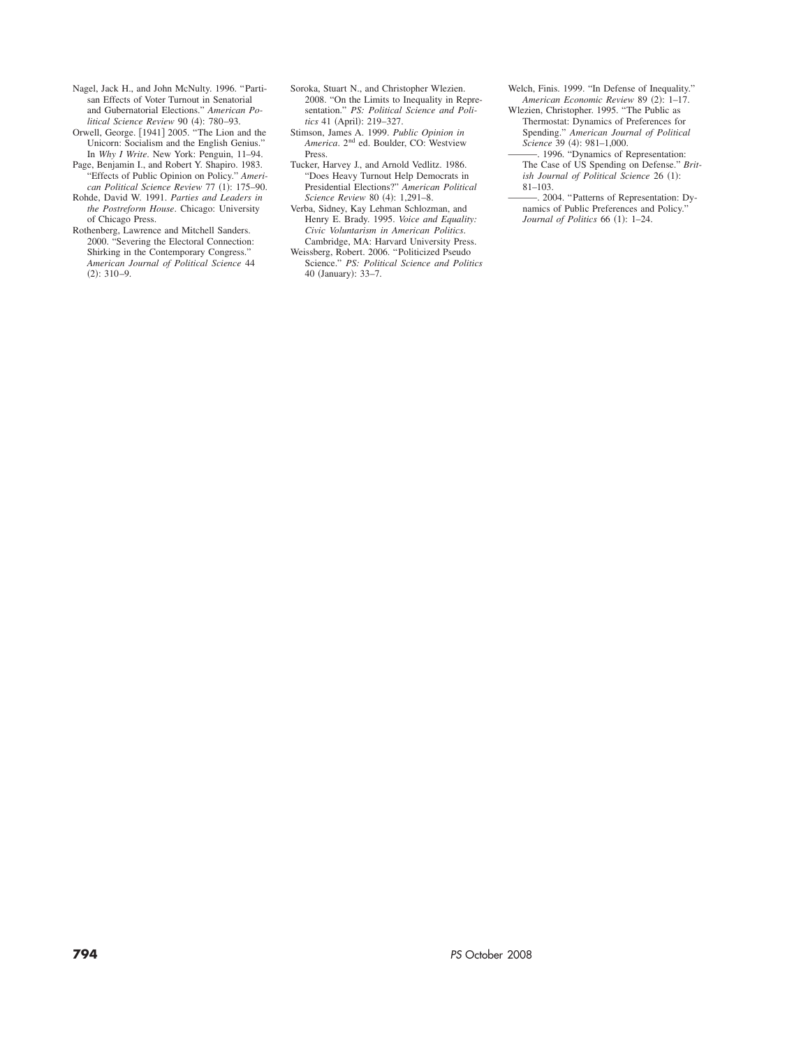Nagel, Jack H., and John McNulty. 1996. "Partisan Effects of Voter Turnout in Senatorial and Gubernatorial Elections." *American Political Science Review* 90 (4): 780–93.

Orwell, George. [1941] 2005. "The Lion and the Unicorn: Socialism and the English Genius." In *Why I Write*. New York: Penguin, 11–94.

Page, Benjamin I., and Robert Y. Shapiro. 1983. "Effects of Public Opinion on Policy." *American Political Science Review* 77 (1): 175–90.

Rohde, David W. 1991. *Parties and Leaders in the Postreform House*. Chicago: University of Chicago Press.

Rothenberg, Lawrence and Mitchell Sanders. 2000. "Severing the Electoral Connection: Shirking in the Contemporary Congress." *American Journal of Political Science* 44 (2): 310–9.

Soroka, Stuart N., and Christopher Wlezien. 2008. "On the Limits to Inequality in Representation." *PS: Political Science and Politics* 41 (April): 219–327.

Stimson, James A. 1999. *Public Opinion in America*. 2nd ed. Boulder, CO: Westview Press.

Tucker, Harvey J., and Arnold Vedlitz. 1986. "Does Heavy Turnout Help Democrats in Presidential Elections?" *American Political Science Review* 80 (4): 1,291–8.

Verba, Sidney, Kay Lehman Schlozman, and Henry E. Brady. 1995. *Voice and Equality: Civic Voluntarism in American Politics*. Cambridge, MA: Harvard University Press.

Weissberg, Robert. 2006. "Politicized Pseudo Science." *PS: Political Science and Politics* 40 (January): 33–7.

Welch, Finis. 1999. "In Defense of Inequality." *American Economic Review* 89 (2): 1–17.

Wlezien, Christopher. 1995. "The Public as Thermostat: Dynamics of Preferences for Spending." *American Journal of Political Science* 39 (4): 981–1,000.

———. 1996. "Dynamics of Representation: The Case of US Spending on Defense." *British Journal of Political Science* 26 (1): 81–103.

———. 2004. "Patterns of Representation: Dynamics of Public Preferences and Policy." *Journal of Politics* 66 (1): 1–24.